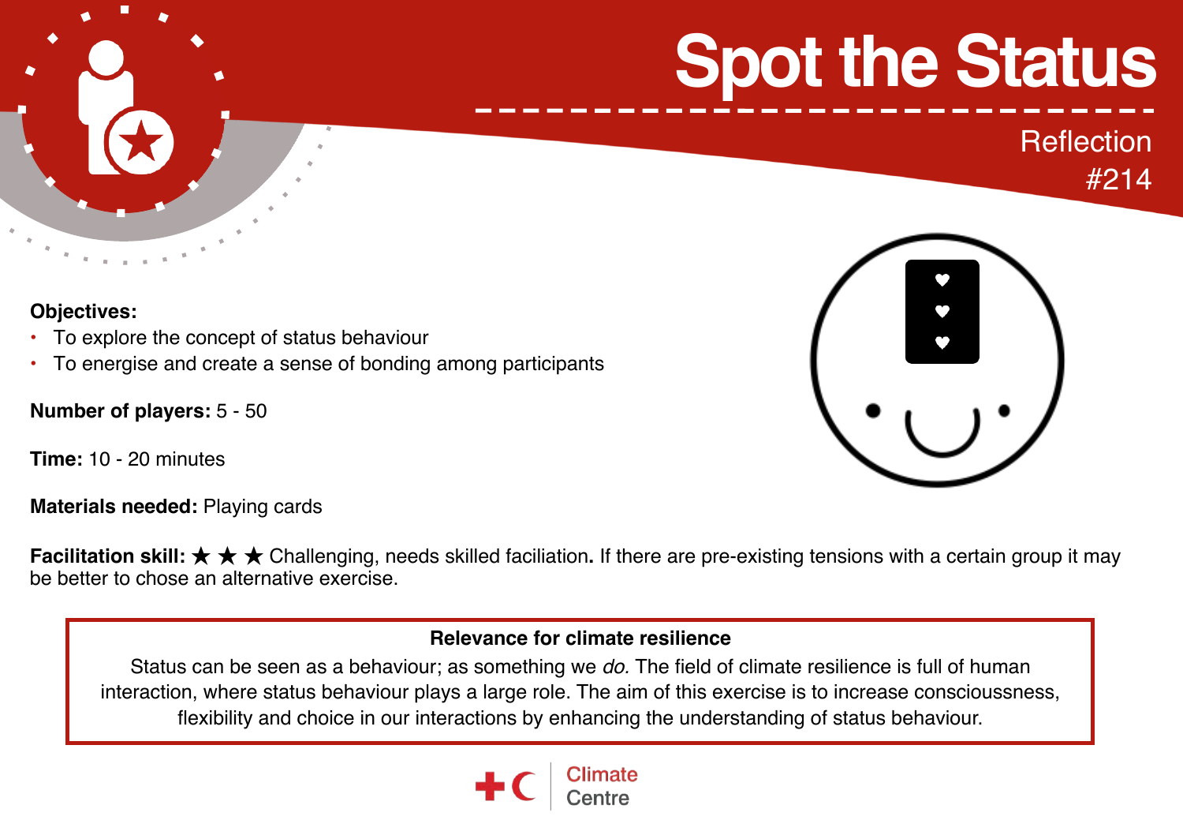# Spot the Status

Reflection
#214

**Objectives:**

- To explore the concept of status behaviour
- To energise and create a sense of bonding among participants

**Number of players:** 5 - 50

**Time:** 10 - 20 minutes

**Materials needed:** Playing cards

**Facilitation skill:** ★ ★ ★ Challenging, needs skilled faciliation**.** If there are pre-existing tensions with a certain group it may be better to chose an alternative exercise.

**Relevance for climate resilience**

Status can be seen as a behaviour; as something we *do.* The field of climate resilience is full of human interaction, where status behaviour plays a large role. The aim of this exercise is to increase consciousness, flexibility and choice in our interactions by enhancing the understanding of status behaviour.

Climate Centre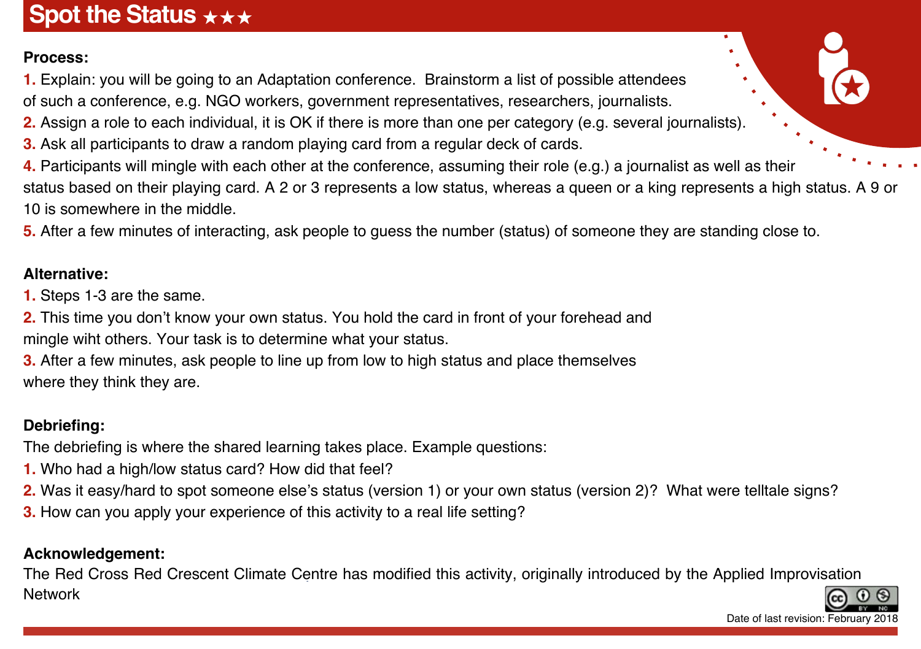# Spot the Status ★★★

**Process:**

**1.** Explain: you will be going to an Adaptation conference. Brainstorm a list of possible attendees of such a conference, e.g. NGO workers, government representatives, researchers, journalists.

**2.** Assign a role to each individual, it is OK if there is more than one per category (e.g. several journalists).

**3.** Ask all participants to draw a random playing card from a regular deck of cards.

**4.** Participants will mingle with each other at the conference, assuming their role (e.g.) a journalist as well as their status based on their playing card. A 2 or 3 represents a low status, whereas a queen or a king represents a high status. A 9 or 10 is somewhere in the middle.

**5.** After a few minutes of interacting, ask people to guess the number (status) of someone they are standing close to.

**Alternative:**

**1.** Steps 1-3 are the same.

**2.** This time you don't know your own status. You hold the card in front of your forehead and mingle wiht others. Your task is to determine what your status.

**3.** After a few minutes, ask people to line up from low to high status and place themselves where they think they are.

**Debriefing:**

The debriefing is where the shared learning takes place. Example questions:

**1.** Who had a high/low status card? How did that feel?

**2.** Was it easy/hard to spot someone else's status (version 1) or your own status (version 2)? What were telltale signs?

**3.** How can you apply your experience of this activity to a real life setting?

**Acknowledgement:**

The Red Cross Red Crescent Climate Centre has modified this activity, originally introduced by the Applied Improvisation Network

Date of last revision: February 2018